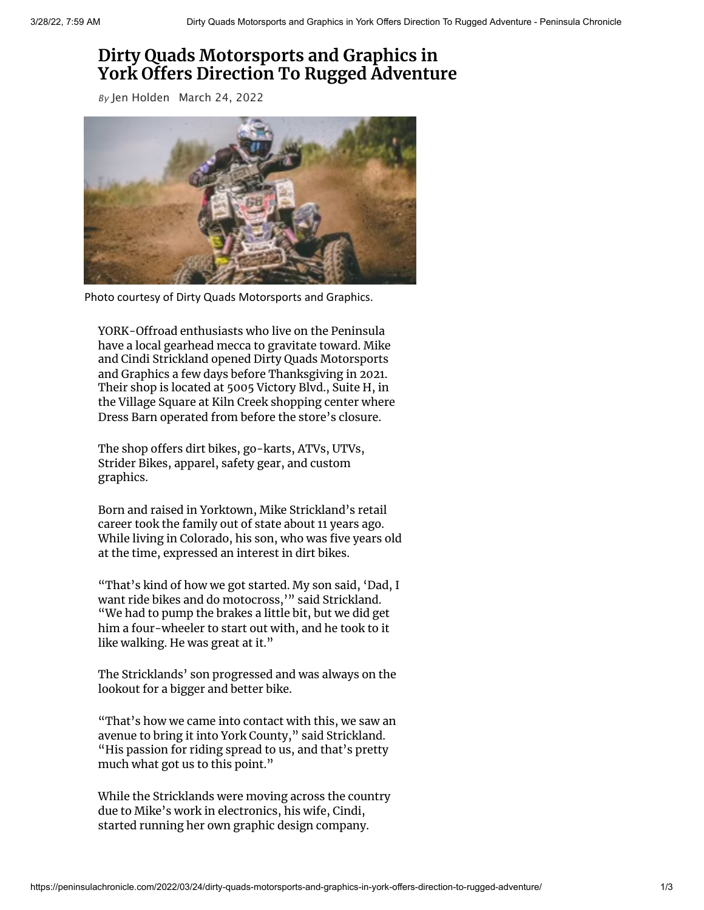# Dirty Quads Motorsports and Graphics in York Offers Direction To Rugged Adventure

*By* Jen Holden March 24, 2022

Photo courtesy of Dirty Quads Motorsports and Graphics.

YORK-Offroad enthusiasts who live on the Peninsula have a local gearhead mecca to gravitate toward. Mike and Cindi Strickland opened Dirty Quads Motorsports and Graphics a few days before Thanksgiving in 2021. Their shop is located at 5005 Victory Blvd., Suite H, in the Village Square at Kiln Creek shopping center where Dress Barn operated from before the store's closure.

The shop offers dirt bikes, go-karts, ATVs, UTVs, Strider Bikes, apparel, safety gear, and custom graphics.

Born and raised in Yorktown, Mike Strickland's retail career took the family out of state about 11 years ago. While living in Colorado, his son, who was five years old at the time, expressed an interest in dirt bikes.

"That's kind of how we got started. My son said, 'Dad, I want ride bikes and do motocross,'" said Strickland. "We had to pump the brakes a little bit, but we did get him a four-wheeler to start out with, and he took to it like walking. He was great at it."

The Stricklands' son progressed and was always on the lookout for a bigger and better bike.

"That's how we came into contact with this, we saw an avenue to bring it into York County," said Strickland. "His passion for riding spread to us, and that's pretty much what got us to this point."

While the Stricklands were moving across the country due to Mike's work in electronics, his wife, Cindi, started running her own graphic design company.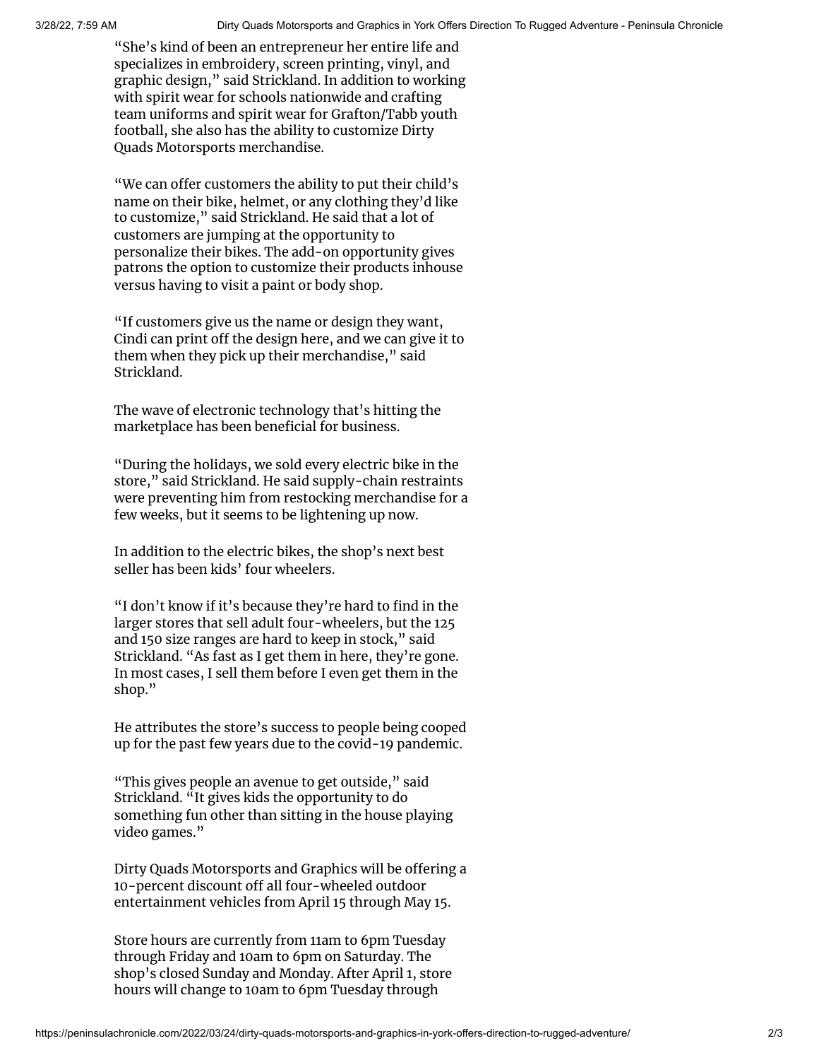"She's kind of been an entrepreneur her entire life and specializes in embroidery, screen printing, vinyl, and graphic design," said Strickland. In addition to working with spirit wear for schools nationwide and crafting team uniforms and spirit wear for Grafton/Tabb youth football, she also has the ability to customize Dirty Quads Motorsports merchandise.

"We can offer customers the ability to put their child's name on their bike, helmet, or any clothing they'd like to customize," said Strickland. He said that a lot of customers are jumping at the opportunity to personalize their bikes. The add-on opportunity gives patrons the option to customize their products inhouse versus having to visit a paint or body shop.

"If customers give us the name or design they want, Cindi can print off the design here, and we can give it to them when they pick up their merchandise," said Strickland.

The wave of electronic technology that's hitting the marketplace has been beneficial for business.

"During the holidays, we sold every electric bike in the store," said Strickland. He said supply-chain restraints were preventing him from restocking merchandise for a few weeks, but it seems to be lightening up now.

In addition to the electric bikes, the shop's next best seller has been kids' four wheelers.

"I don't know if it's because they're hard to find in the larger stores that sell adult four-wheelers, but the 125 and 150 size ranges are hard to keep in stock," said Strickland. "As fast as I get them in here, they're gone. In most cases, I sell them before I even get them in the shop."

He attributes the store's success to people being cooped up for the past few years due to the covid-19 pandemic.

"This gives people an avenue to get outside," said Strickland. "It gives kids the opportunity to do something fun other than sitting in the house playing video games."

Dirty Quads Motorsports and Graphics will be offering a 10-percent discount off all four-wheeled outdoor entertainment vehicles from April 15 through May 15.

Store hours are currently from 11am to 6pm Tuesday through Friday and 10am to 6pm on Saturday. The shop's closed Sunday and Monday. After April 1, store hours will change to 10am to 6pm Tuesday through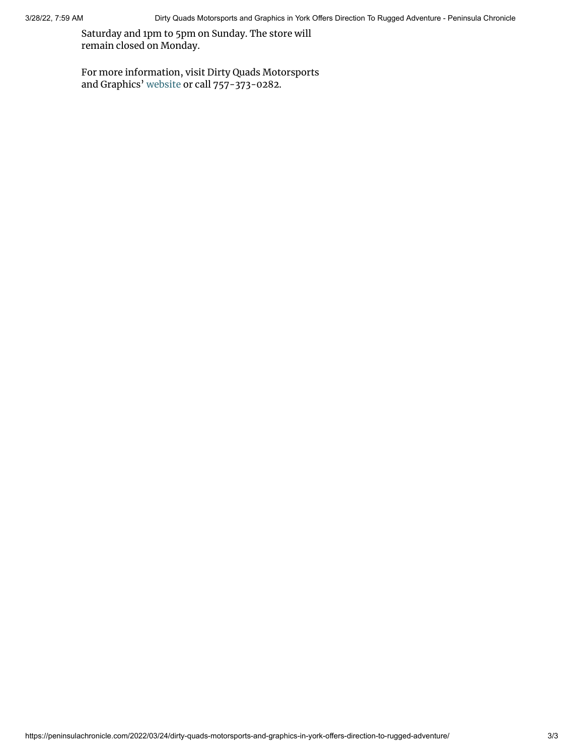Saturday and 1pm to 5pm on Sunday. The store will remain closed on Monday.

For more information, visit Dirty Quads Motorsports and Graphics' website or call 757-373-0282.